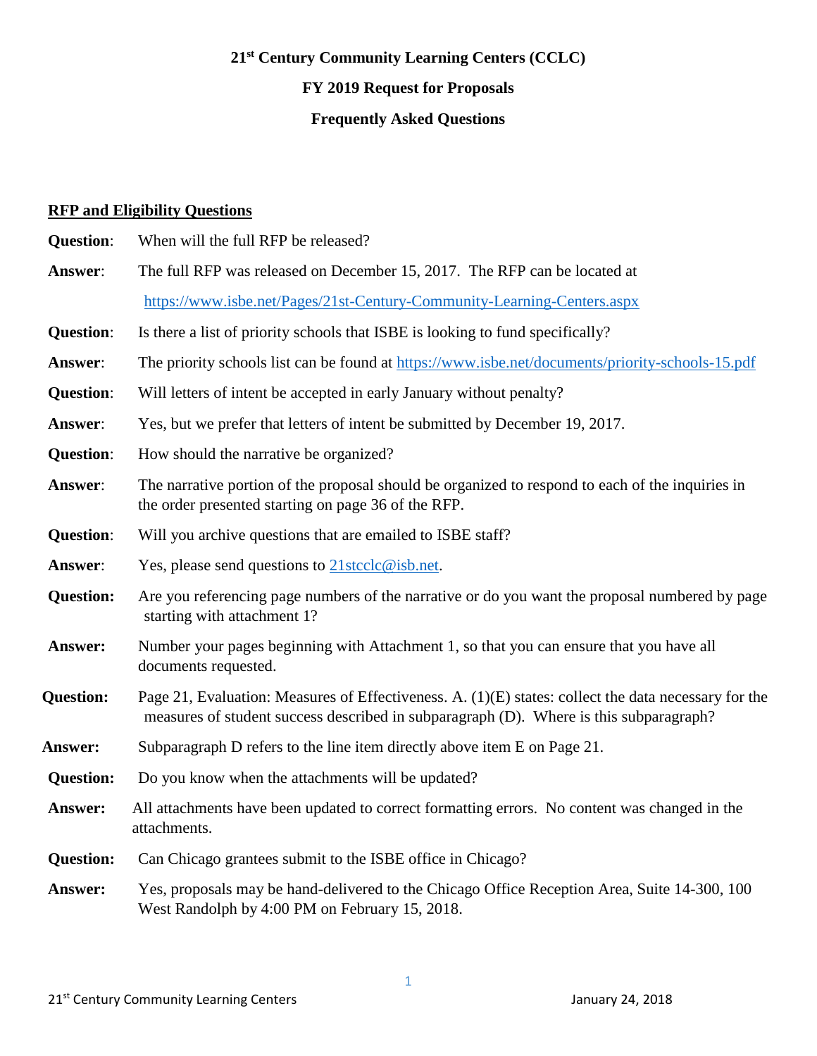# 21st Century Community Learning Centers (CCLC)

## FY 2019 Request for Proposals

## Frequently Asked Questions

### RFP and Eligibility Questions

**Question**: When will the full RFP be released?

**Answer**: The full RFP was released on December 15, 2017. The RFP can be located at https://www.isbe.net/Pages/21st-Century-Community-Learning-Centers.aspx

**Question**: Is there a list of priority schools that ISBE is looking to fund specifically?

**Answer**: The priority schools list can be found at https://www.isbe.net/documents/priority-schools-15.pdf

**Question**: Will letters of intent be accepted in early January without penalty?

**Answer**: Yes, but we prefer that letters of intent be submitted by December 19, 2017.

**Question**: How should the narrative be organized?

**Answer**: The narrative portion of the proposal should be organized to respond to each of the inquiries in the order presented starting on page 36 of the RFP.

**Question**: Will you archive questions that are emailed to ISBE staff?

**Answer**: Yes, please send questions to 21stcclc@isb.net.

**Question:** Are you referencing page numbers of the narrative or do you want the proposal numbered by page starting with attachment 1?

**Answer:** Number your pages beginning with Attachment 1, so that you can ensure that you have all documents requested.

**Question:** Page 21, Evaluation: Measures of Effectiveness. A. (1)(E) states: collect the data necessary for the measures of student success described in subparagraph (D). Where is this subparagraph?

**Answer:** Subparagraph D refers to the line item directly above item E on Page 21.

**Question:** Do you know when the attachments will be updated?

**Answer:** All attachments have been updated to correct formatting errors. No content was changed in the attachments.

**Question:** Can Chicago grantees submit to the ISBE office in Chicago?

**Answer:** Yes, proposals may be hand-delivered to the Chicago Office Reception Area, Suite 14-300, 100 West Randolph by 4:00 PM on February 15, 2018.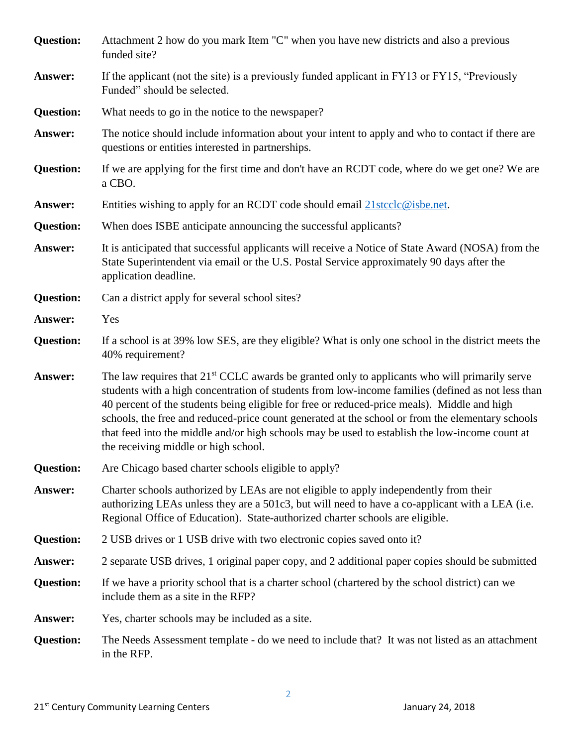**Question:** Attachment 2 how do you mark Item "C" when you have new districts and also a previous funded site?

**Answer:** If the applicant (not the site) is a previously funded applicant in FY13 or FY15, "Previously Funded" should be selected.

**Question:** What needs to go in the notice to the newspaper?

**Answer:** The notice should include information about your intent to apply and who to contact if there are questions or entities interested in partnerships.

**Question:** If we are applying for the first time and don't have an RCDT code, where do we get one? We are a CBO.

**Answer:** Entities wishing to apply for an RCDT code should email 21stcclc@isbe.net.

**Question:** When does ISBE anticipate announcing the successful applicants?

**Answer:** It is anticipated that successful applicants will receive a Notice of State Award (NOSA) from the State Superintendent via email or the U.S. Postal Service approximately 90 days after the application deadline.

**Question:** Can a district apply for several school sites?

**Answer:** Yes

**Question:** If a school is at 39% low SES, are they eligible? What is only one school in the district meets the 40% requirement?

**Answer:** The law requires that 21st CCLC awards be granted only to applicants who will primarily serve students with a high concentration of students from low-income families (defined as not less than 40 percent of the students being eligible for free or reduced-price meals). Middle and high schools, the free and reduced-price count generated at the school or from the elementary schools that feed into the middle and/or high schools may be used to establish the low-income count at the receiving middle or high school.

**Question:** Are Chicago based charter schools eligible to apply?

**Answer:** Charter schools authorized by LEAs are not eligible to apply independently from their authorizing LEAs unless they are a 501c3, but will need to have a co-applicant with a LEA (i.e. Regional Office of Education). State-authorized charter schools are eligible.

**Question:** 2 USB drives or 1 USB drive with two electronic copies saved onto it?

**Answer:** 2 separate USB drives, 1 original paper copy, and 2 additional paper copies should be submitted

**Question:** If we have a priority school that is a charter school (chartered by the school district) can we include them as a site in the RFP?

**Answer:** Yes, charter schools may be included as a site.

**Question:** The Needs Assessment template - do we need to include that? It was not listed as an attachment in the RFP.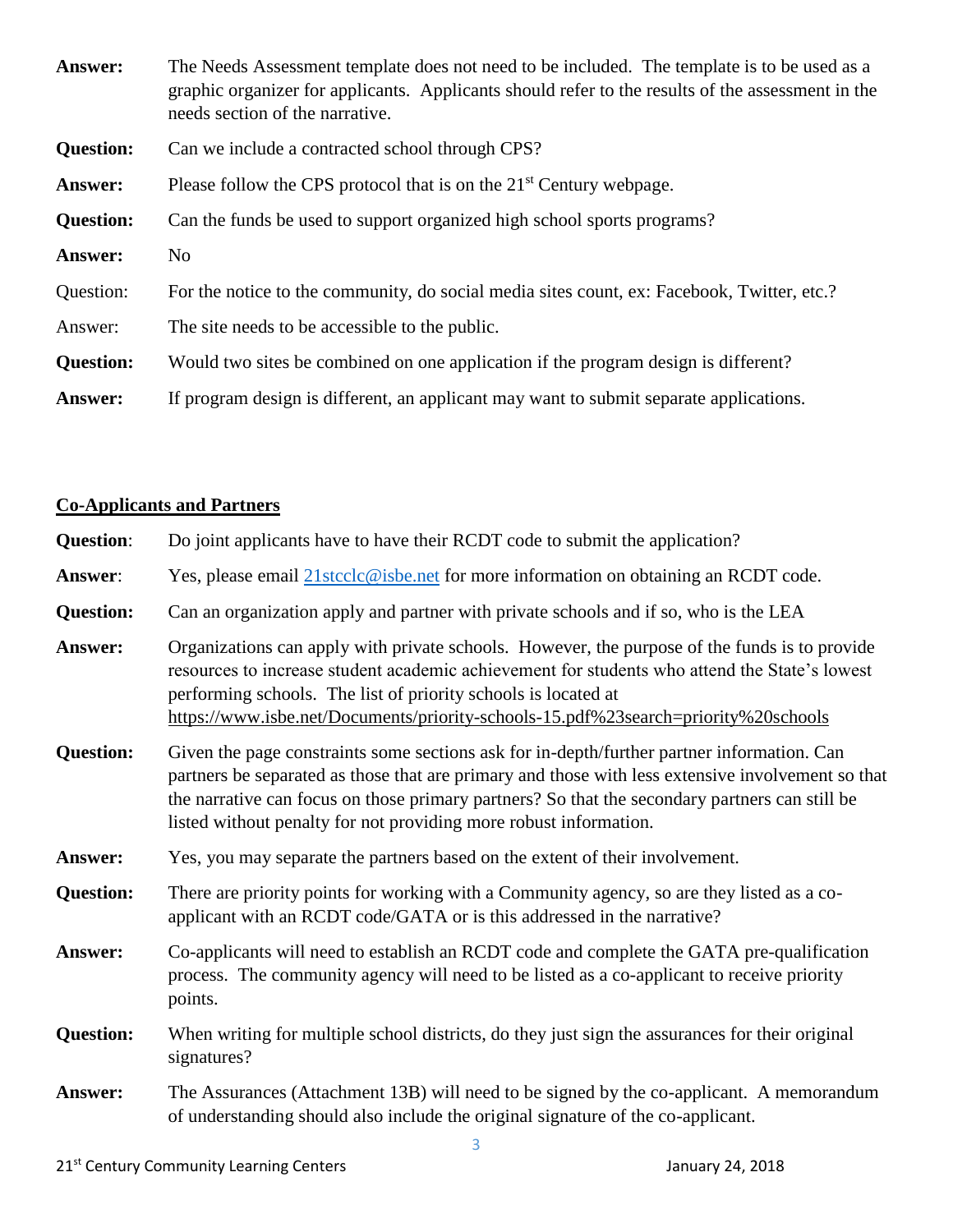**Answer:** The Needs Assessment template does not need to be included. The template is to be used as a graphic organizer for applicants. Applicants should refer to the results of the assessment in the needs section of the narrative.

**Question:** Can we include a contracted school through CPS?

**Answer:** Please follow the CPS protocol that is on the 21st Century webpage.

**Question:** Can the funds be used to support organized high school sports programs?

**Answer:** No

Question: For the notice to the community, do social media sites count, ex: Facebook, Twitter, etc.?

Answer: The site needs to be accessible to the public.

**Question:** Would two sites be combined on one application if the program design is different?

**Answer:** If program design is different, an applicant may want to submit separate applications.

## Co-Applicants and Partners

**Question**: Do joint applicants have to have their RCDT code to submit the application?

**Answer**: Yes, please email 21stcclc@isbe.net for more information on obtaining an RCDT code.

**Question:** Can an organization apply and partner with private schools and if so, who is the LEA

**Answer:** Organizations can apply with private schools. However, the purpose of the funds is to provide resources to increase student academic achievement for students who attend the State's lowest performing schools. The list of priority schools is located at https://www.isbe.net/Documents/priority-schools-15.pdf%23search=priority%20schools

**Question:** Given the page constraints some sections ask for in-depth/further partner information. Can partners be separated as those that are primary and those with less extensive involvement so that the narrative can focus on those primary partners? So that the secondary partners can still be listed without penalty for not providing more robust information.

**Answer:** Yes, you may separate the partners based on the extent of their involvement.

**Question:** There are priority points for working with a Community agency, so are they listed as a co-applicant with an RCDT code/GATA or is this addressed in the narrative?

**Answer:** Co-applicants will need to establish an RCDT code and complete the GATA pre-qualification process. The community agency will need to be listed as a co-applicant to receive priority points.

**Question:** When writing for multiple school districts, do they just sign the assurances for their original signatures?

**Answer:** The Assurances (Attachment 13B) will need to be signed by the co-applicant. A memorandum of understanding should also include the original signature of the co-applicant.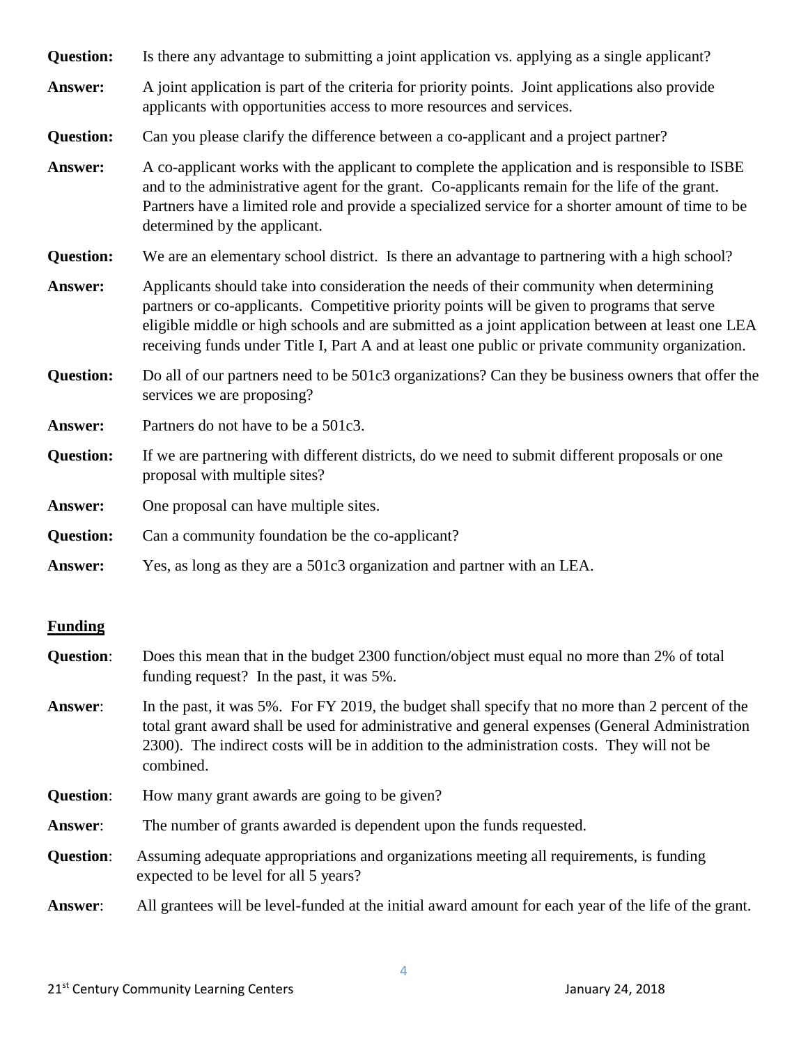**Question:** Is there any advantage to submitting a joint application vs. applying as a single applicant?

**Answer:** A joint application is part of the criteria for priority points. Joint applications also provide applicants with opportunities access to more resources and services.

**Question:** Can you please clarify the difference between a co-applicant and a project partner?

**Answer:** A co-applicant works with the applicant to complete the application and is responsible to ISBE and to the administrative agent for the grant. Co-applicants remain for the life of the grant. Partners have a limited role and provide a specialized service for a shorter amount of time to be determined by the applicant.

**Question:** We are an elementary school district. Is there an advantage to partnering with a high school?

**Answer:** Applicants should take into consideration the needs of their community when determining partners or co-applicants. Competitive priority points will be given to programs that serve eligible middle or high schools and are submitted as a joint application between at least one LEA receiving funds under Title I, Part A and at least one public or private community organization.

**Question:** Do all of our partners need to be 501c3 organizations? Can they be business owners that offer the services we are proposing?

**Answer:** Partners do not have to be a 501c3.

**Question:** If we are partnering with different districts, do we need to submit different proposals or one proposal with multiple sites?

**Answer:** One proposal can have multiple sites.

**Question:** Can a community foundation be the co-applicant?

**Answer:** Yes, as long as they are a 501c3 organization and partner with an LEA.

## Funding

**Question**: Does this mean that in the budget 2300 function/object must equal no more than 2% of total funding request? In the past, it was 5%.

**Answer**: In the past, it was 5%. For FY 2019, the budget shall specify that no more than 2 percent of the total grant award shall be used for administrative and general expenses (General Administration 2300). The indirect costs will be in addition to the administration costs. They will not be combined.

**Question**: How many grant awards are going to be given?

**Answer**: The number of grants awarded is dependent upon the funds requested.

**Question**: Assuming adequate appropriations and organizations meeting all requirements, is funding expected to be level for all 5 years?

**Answer**: All grantees will be level-funded at the initial award amount for each year of the life of the grant.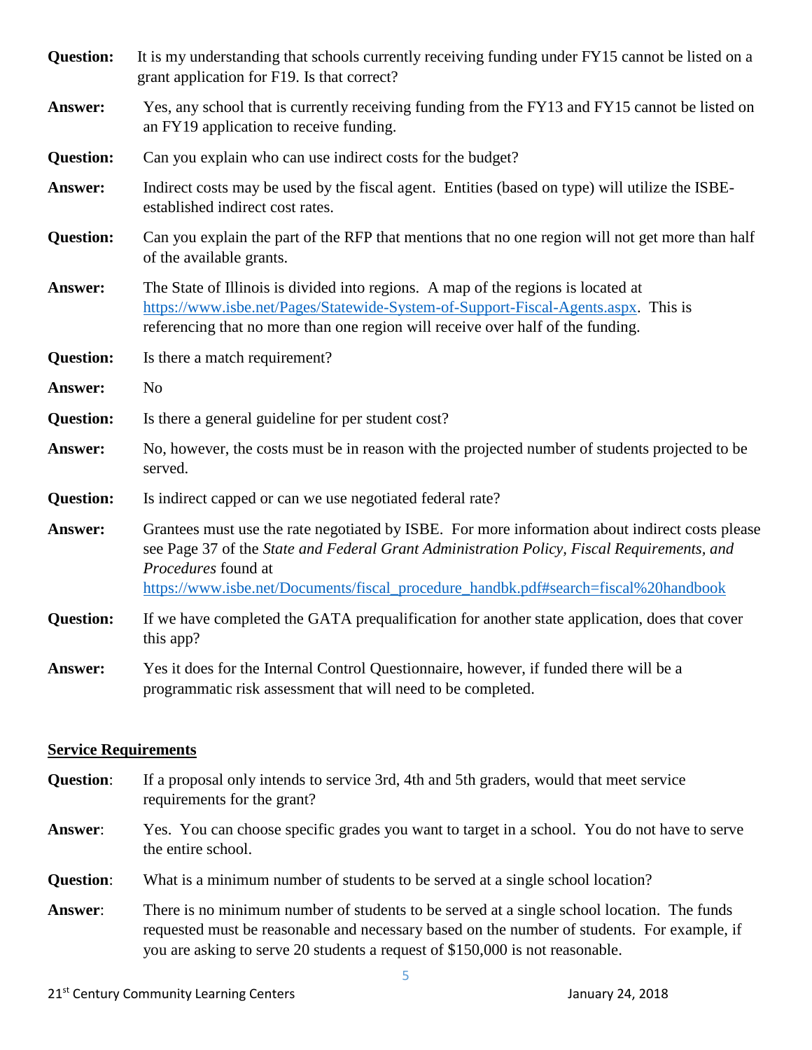**Question:** It is my understanding that schools currently receiving funding under FY15 cannot be listed on a grant application for F19. Is that correct?

**Answer:** Yes, any school that is currently receiving funding from the FY13 and FY15 cannot be listed on an FY19 application to receive funding.

**Question:** Can you explain who can use indirect costs for the budget?

**Answer:** Indirect costs may be used by the fiscal agent. Entities (based on type) will utilize the ISBE-established indirect cost rates.

**Question:** Can you explain the part of the RFP that mentions that no one region will not get more than half of the available grants.

**Answer:** The State of Illinois is divided into regions. A map of the regions is located at [https://www.isbe.net/Pages/Statewide-System-of-Support-Fiscal-Agents.aspx](https://www.isbe.net/Pages/Statewide-System-of-Support-Fiscal-Agents.aspx). This is referencing that no more than one region will receive over half of the funding.

**Question:** Is there a match requirement?

**Answer:** No

**Question:** Is there a general guideline for per student cost?

**Answer:** No, however, the costs must be in reason with the projected number of students projected to be served.

**Question:** Is indirect capped or can we use negotiated federal rate?

**Answer:** Grantees must use the rate negotiated by ISBE. For more information about indirect costs please see Page 37 of the *State and Federal Grant Administration Policy, Fiscal Requirements, and Procedures* found at [https://www.isbe.net/Documents/fiscal_procedure_handbk.pdf#search=fiscal%20handbook](https://www.isbe.net/Documents/fiscal_procedure_handbk.pdf#search=fiscal%20handbook)

**Question:** If we have completed the GATA prequalification for another state application, does that cover this app?

**Answer:** Yes it does for the Internal Control Questionnaire, however, if funded there will be a programmatic risk assessment that will need to be completed.

## Service Requirements

**Question**: If a proposal only intends to service 3rd, 4th and 5th graders, would that meet service requirements for the grant?

**Answer**: Yes. You can choose specific grades you want to target in a school. You do not have to serve the entire school.

**Question**: What is a minimum number of students to be served at a single school location?

**Answer**: There is no minimum number of students to be served at a single school location. The funds requested must be reasonable and necessary based on the number of students. For example, if you are asking to serve 20 students a request of $150,000 is not reasonable.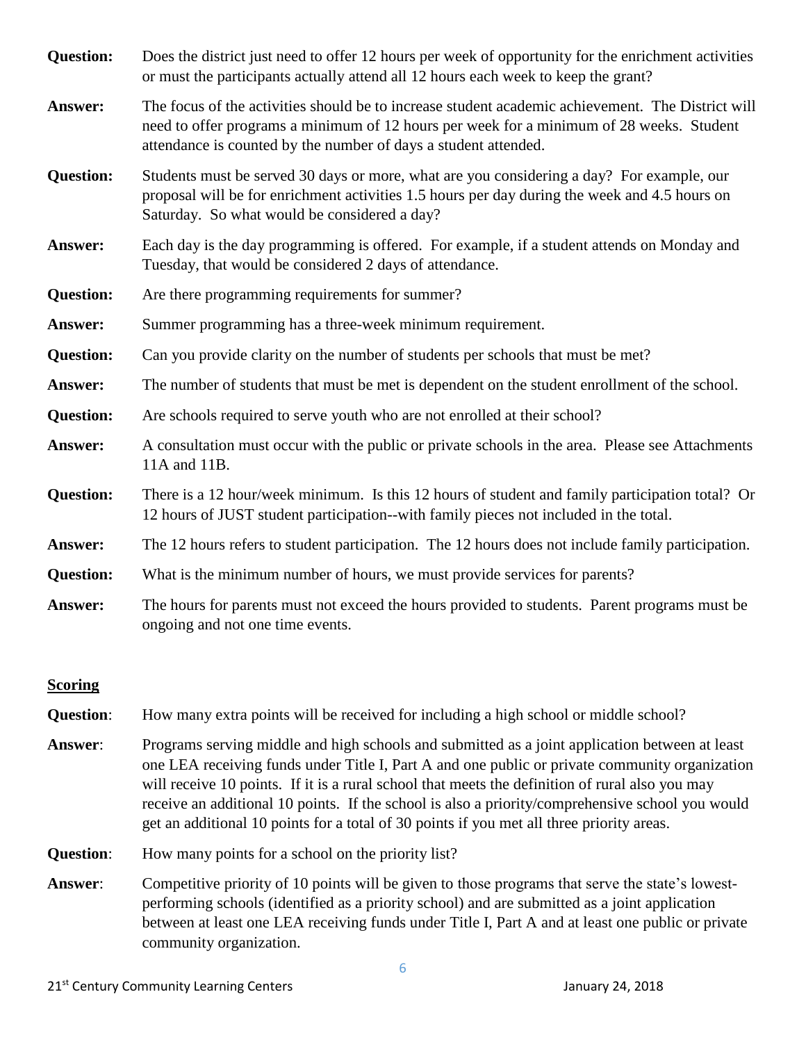**Question:** Does the district just need to offer 12 hours per week of opportunity for the enrichment activities or must the participants actually attend all 12 hours each week to keep the grant?

**Answer:** The focus of the activities should be to increase student academic achievement. The District will need to offer programs a minimum of 12 hours per week for a minimum of 28 weeks. Student attendance is counted by the number of days a student attended.

**Question:** Students must be served 30 days or more, what are you considering a day? For example, our proposal will be for enrichment activities 1.5 hours per day during the week and 4.5 hours on Saturday. So what would be considered a day?

**Answer:** Each day is the day programming is offered. For example, if a student attends on Monday and Tuesday, that would be considered 2 days of attendance.

**Question:** Are there programming requirements for summer?

**Answer:** Summer programming has a three-week minimum requirement.

**Question:** Can you provide clarity on the number of students per schools that must be met?

**Answer:** The number of students that must be met is dependent on the student enrollment of the school.

**Question:** Are schools required to serve youth who are not enrolled at their school?

**Answer:** A consultation must occur with the public or private schools in the area. Please see Attachments 11A and 11B.

**Question:** There is a 12 hour/week minimum. Is this 12 hours of student and family participation total? Or 12 hours of JUST student participation--with family pieces not included in the total.

**Answer:** The 12 hours refers to student participation. The 12 hours does not include family participation.

**Question:** What is the minimum number of hours, we must provide services for parents?

**Answer:** The hours for parents must not exceed the hours provided to students. Parent programs must be ongoing and not one time events.

## Scoring

**Question**: How many extra points will be received for including a high school or middle school?

**Answer**: Programs serving middle and high schools and submitted as a joint application between at least one LEA receiving funds under Title I, Part A and one public or private community organization will receive 10 points. If it is a rural school that meets the definition of rural also you may receive an additional 10 points. If the school is also a priority/comprehensive school you would get an additional 10 points for a total of 30 points if you met all three priority areas.

**Question**: How many points for a school on the priority list?

**Answer**: Competitive priority of 10 points will be given to those programs that serve the state's lowest-performing schools (identified as a priority school) and are submitted as a joint application between at least one LEA receiving funds under Title I, Part A and at least one public or private community organization.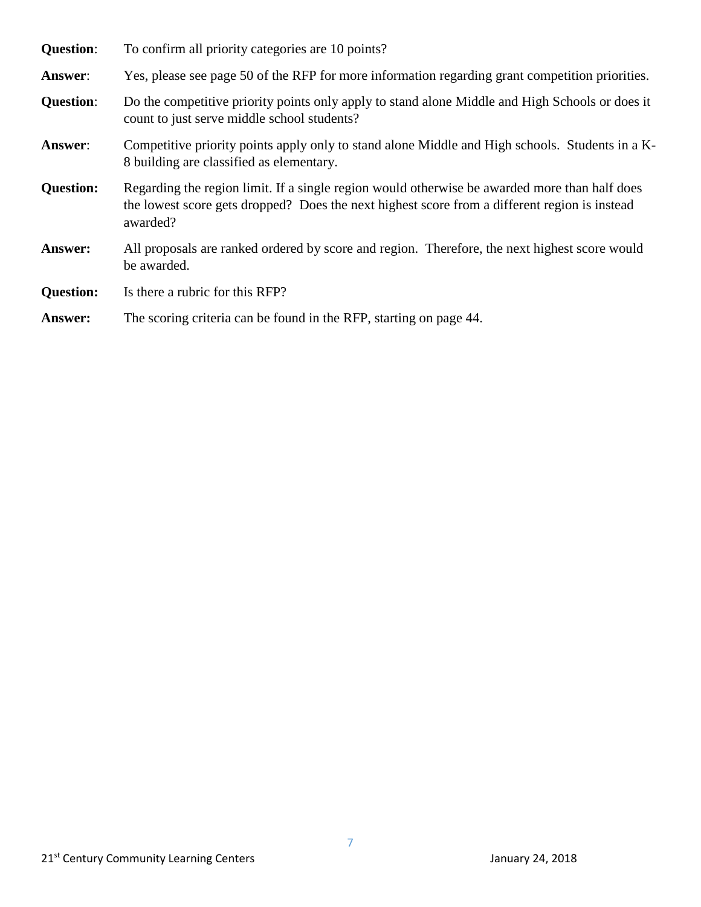**Question**: To confirm all priority categories are 10 points?

**Answer**: Yes, please see page 50 of the RFP for more information regarding grant competition priorities.

**Question**: Do the competitive priority points only apply to stand alone Middle and High Schools or does it count to just serve middle school students?

**Answer**: Competitive priority points apply only to stand alone Middle and High schools. Students in a K-8 building are classified as elementary.

**Question:** Regarding the region limit. If a single region would otherwise be awarded more than half does the lowest score gets dropped? Does the next highest score from a different region is instead awarded?

**Answer:** All proposals are ranked ordered by score and region. Therefore, the next highest score would be awarded.

**Question:** Is there a rubric for this RFP?

**Answer:** The scoring criteria can be found in the RFP, starting on page 44.